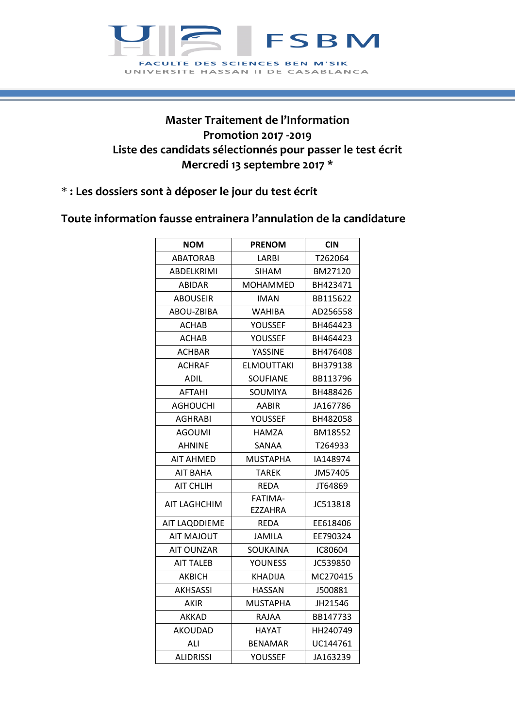FSBM

FACULTE DES SCIENCES BEN M'SIK

UNIVERSITE HASSAN II DE CASABLANCA

**Master Traitement de l'Information**
**Promotion 2017 -2019**
**Liste des candidats sélectionnés pour passer le test écrit**
**Mercredi 13 septembre 2017 ***

**\* : Les dossiers sont à déposer le jour du test écrit**

**Toute information fausse entrainera l'annulation de la candidature**

| NOM | PRENOM | CIN |
|---|---|---|
| ABATORAB | LARBI | T262064 |
| ABDELKRIMI | SIHAM | BM27120 |
| ABIDAR | MOHAMMED | BH423471 |
| ABOUSEIR | IMAN | BB115622 |
| ABOU-ZBIBA | WAHIBA | AD256558 |
| ACHAB | YOUSSEF | BH464423 |
| ACHAB | YOUSSEF | BH464423 |
| ACHBAR | YASSINE | BH476408 |
| ACHRAF | ELMOUTTAKI | BH379138 |
| ADIL | SOUFIANE | BB113796 |
| AFTAHI | SOUMIYA | BH488426 |
| AGHOUCHI | AABIR | JA167786 |
| AGHRABI | YOUSSEF | BH482058 |
| AGOUMI | HAMZA | BM18552 |
| AHNINE | SANAA | T264933 |
| AIT AHMED | MUSTAPHA | IA148974 |
| AIT BAHA | TAREK | JM57405 |
| AIT CHLIH | REDA | JT64869 |
| AIT LAGHCHIM | FATIMA-EZZAHRA | JC513818 |
| AIT LAQDDIEME | REDA | EE618406 |
| AIT MAJOUT | JAMILA | EE790324 |
| AIT OUNZAR | SOUKAINA | IC80604 |
| AIT TALEB | YOUNESS | JC539850 |
| AKBICH | KHADIJA | MC270415 |
| AKHSASSI | HASSAN | J500881 |
| AKIR | MUSTAPHA | JH21546 |
| AKKAD | RAJAA | BB147733 |
| AKOUDAD | HAYAT | HH240749 |
| ALI | BENAMAR | UC144761 |
| ALIDRISSI | YOUSSEF | JA163239 |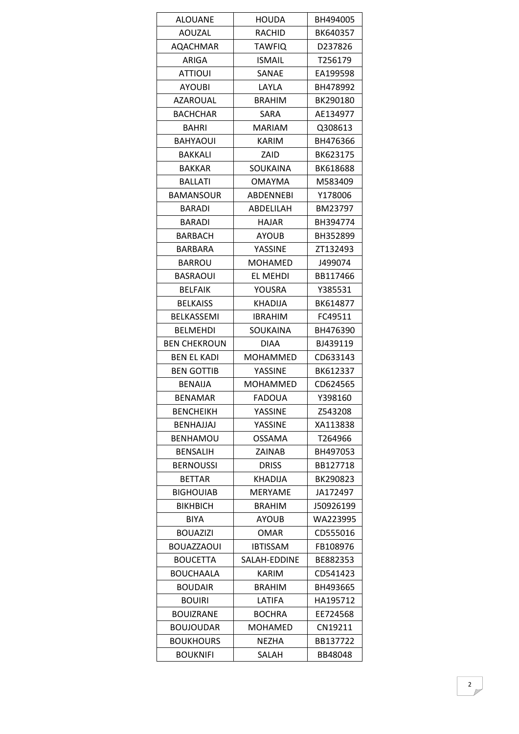| ALOUANE | HOUDA | BH494005 |
|---|---|---|
| AOUZAL | RACHID | BK640357 |
| AQACHMAR | TAWFIQ | D237826 |
| ARIGA | ISMAIL | T256179 |
| ATTIOUI | SANAE | EA199598 |
| AYOUBI | LAYLA | BH478992 |
| AZAROUAL | BRAHIM | BK290180 |
| BACHCHAR | SARA | AE134977 |
| BAHRI | MARIAM | Q308613 |
| BAHYAOUI | KARIM | BH476366 |
| BAKKALI | ZAID | BK623175 |
| BAKKAR | SOUKAINA | BK618688 |
| BALLATI | OMAYMA | M583409 |
| BAMANSOUR | ABDENNEBI | Y178006 |
| BARADI | ABDELILAH | BM23797 |
| BARADI | HAJAR | BH394774 |
| BARBACH | AYOUB | BH352899 |
| BARBARA | YASSINE | ZT132493 |
| BARROU | MOHAMED | J499074 |
| BASRAOUI | EL MEHDI | BB117466 |
| BELFAIK | YOUSRA | Y385531 |
| BELKAISS | KHADIJA | BK614877 |
| BELKASSEMI | IBRAHIM | FC49511 |
| BELMEHDI | SOUKAINA | BH476390 |
| BEN CHEKROUN | DIAA | BJ439119 |
| BEN EL KADI | MOHAMMED | CD633143 |
| BEN GOTTIB | YASSINE | BK612337 |
| BENAIJA | MOHAMMED | CD624565 |
| BENAMAR | FADOUA | Y398160 |
| BENCHEIKH | YASSINE | Z543208 |
| BENHAJJAJ | YASSINE | XA113838 |
| BENHAMOU | OSSAMA | T264966 |
| BENSALIH | ZAINAB | BH497053 |
| BERNOUSSI | DRISS | BB127718 |
| BETTAR | KHADIJA | BK290823 |
| BIGHOUIAB | MERYAME | JA172497 |
| BIKHBICH | BRAHIM | J50926199 |
| BIYA | AYOUB | WA223995 |
| BOUAZIZI | OMAR | CD555016 |
| BOUAZZAOUI | IBTISSAM | FB108976 |
| BOUCETTA | SALAH-EDDINE | BE882353 |
| BOUCHAALA | KARIM | CD541423 |
| BOUDAIR | BRAHIM | BH493665 |
| BOUIRI | LATIFA | HA195712 |
| BOUIZRANE | BOCHRA | EE724568 |
| BOUJOUDAR | MOHAMED | CN19211 |
| BOUKHOURS | NEZHA | BB137722 |
| BOUKNIFI | SALAH | BB48048 |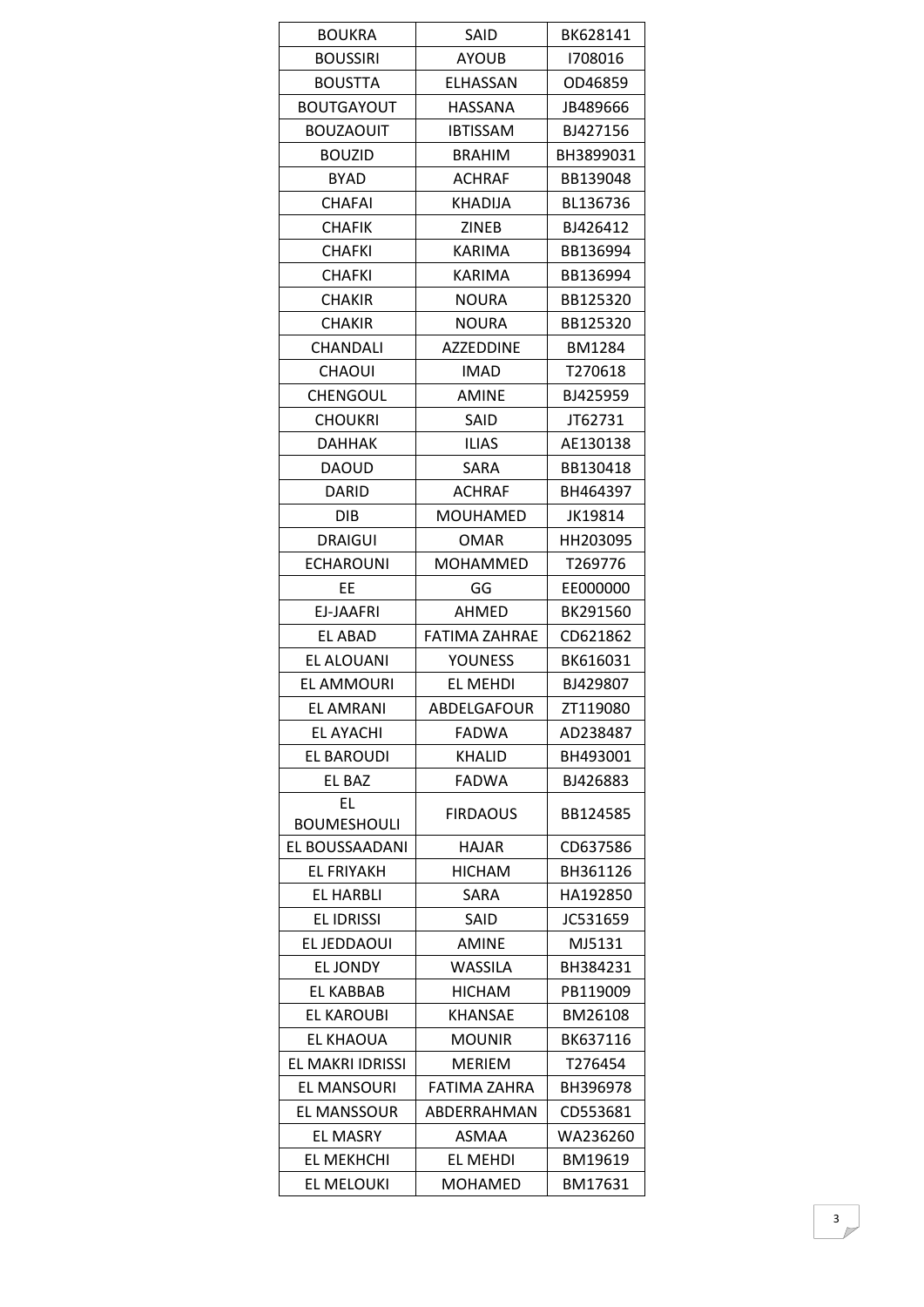| BOUKRA | SAID | BK628141 |
|---|---|---|
| BOUSSIRI | AYOUB | I708016 |
| BOUSTTA | ELHASSAN | OD46859 |
| BOUTGAYOUT | HASSANA | JB489666 |
| BOUZAOUIT | IBTISSAM | BJ427156 |
| BOUZID | BRAHIM | BH3899031 |
| BYAD | ACHRAF | BB139048 |
| CHAFAI | KHADIJA | BL136736 |
| CHAFIK | ZINEB | BJ426412 |
| CHAFKI | KARIMA | BB136994 |
| CHAFKI | KARIMA | BB136994 |
| CHAKIR | NOURA | BB125320 |
| CHAKIR | NOURA | BB125320 |
| CHANDALI | AZZEDDINE | BM1284 |
| CHAOUI | IMAD | T270618 |
| CHENGOUL | AMINE | BJ425959 |
| CHOUKRI | SAID | JT62731 |
| DAHHAK | ILIAS | AE130138 |
| DAOUD | SARA | BB130418 |
| DARID | ACHRAF | BH464397 |
| DIB | MOUHAMED | JK19814 |
| DRAIGUI | OMAR | HH203095 |
| ECHAROUNI | MOHAMMED | T269776 |
| EE | GG | EE000000 |
| EJ-JAAFRI | AHMED | BK291560 |
| EL ABAD | FATIMA ZAHRAE | CD621862 |
| EL ALOUANI | YOUNESS | BK616031 |
| EL AMMOURI | EL MEHDI | BJ429807 |
| EL AMRANI | ABDELGAFOUR | ZT119080 |
| EL AYACHI | FADWA | AD238487 |
| EL BAROUDI | KHALID | BH493001 |
| EL BAZ | FADWA | BJ426883 |
| EL BOUMESHOULI | FIRDAOUS | BB124585 |
| EL BOUSSAADANI | HAJAR | CD637586 |
| EL FRIYAKH | HICHAM | BH361126 |
| EL HARBLI | SARA | HA192850 |
| EL IDRISSI | SAID | JC531659 |
| EL JEDDAOUI | AMINE | MJ5131 |
| EL JONDY | WASSILA | BH384231 |
| EL KABBAB | HICHAM | PB119009 |
| EL KAROUBI | KHANSAE | BM26108 |
| EL KHAOUA | MOUNIR | BK637116 |
| EL MAKRI IDRISSI | MERIEM | T276454 |
| EL MANSOURI | FATIMA ZAHRA | BH396978 |
| EL MANSSOUR | ABDERRAHMAN | CD553681 |
| EL MASRY | ASMAA | WA236260 |
| EL MEKHCHI | EL MEHDI | BM19619 |
| EL MELOUKI | MOHAMED | BM17631 |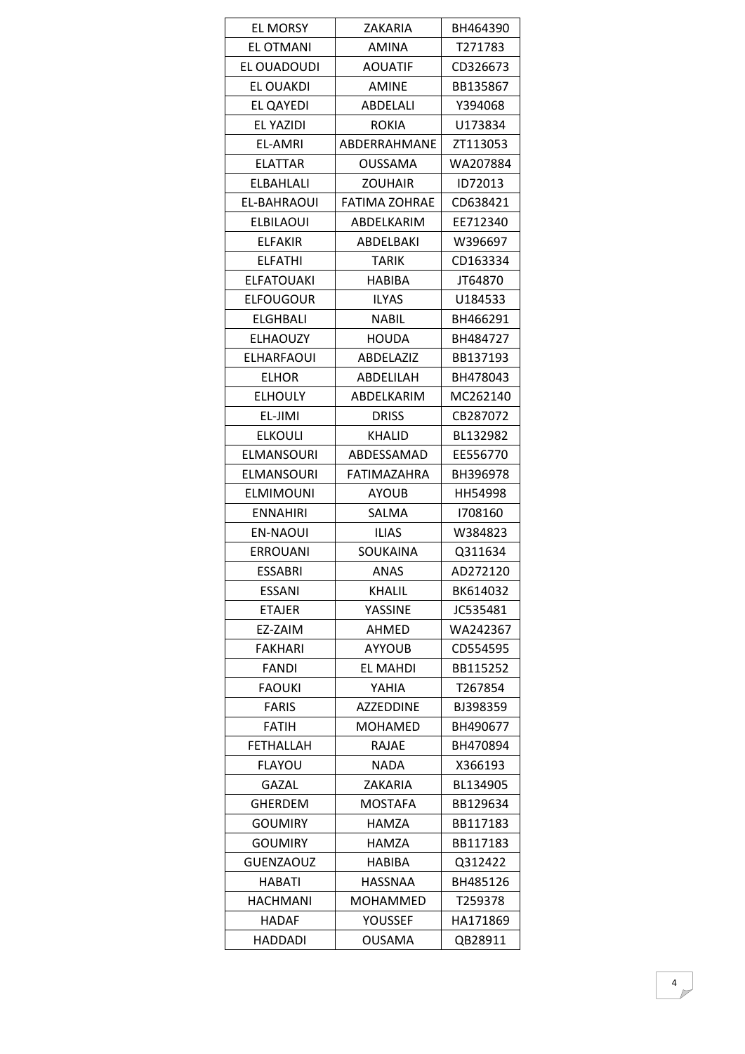| EL MORSY | ZAKARIA | BH464390 |
|---|---|---|
| EL OTMANI | AMINA | T271783 |
| EL OUADOUDI | AOUATIF | CD326673 |
| EL OUAKDI | AMINE | BB135867 |
| EL QAYEDI | ABDELALI | Y394068 |
| EL YAZIDI | ROKIA | U173834 |
| EL-AMRI | ABDERRAHMANE | ZT113053 |
| ELATTAR | OUSSAMA | WA207884 |
| ELBAHLALI | ZOUHAIR | ID72013 |
| EL-BAHRAOUI | FATIMA ZOHRAE | CD638421 |
| ELBILAOUI | ABDELKARIM | EE712340 |
| ELFAKIR | ABDELBAKI | W396697 |
| ELFATHI | TARIK | CD163334 |
| ELFATOUAKI | HABIBA | JT64870 |
| ELFOUGOUR | ILYAS | U184533 |
| ELGHBALI | NABIL | BH466291 |
| ELHAOUZY | HOUDA | BH484727 |
| ELHARFAOUI | ABDELAZIZ | BB137193 |
| ELHOR | ABDELILAH | BH478043 |
| ELHOULY | ABDELKARIM | MC262140 |
| EL-JIMI | DRISS | CB287072 |
| ELKOULI | KHALID | BL132982 |
| ELMANSOURI | ABDESSAMAD | EE556770 |
| ELMANSOURI | FATIMAZAHRA | BH396978 |
| ELMIMOUNI | AYOUB | HH54998 |
| ENNAHIRI | SALMA | I708160 |
| EN-NAOUI | ILIAS | W384823 |
| ERROUANI | SOUKAINA | Q311634 |
| ESSABRI | ANAS | AD272120 |
| ESSANI | KHALIL | BK614032 |
| ETAJER | YASSINE | JC535481 |
| EZ-ZAIM | AHMED | WA242367 |
| FAKHARI | AYYOUB | CD554595 |
| FANDI | EL MAHDI | BB115252 |
| FAOUKI | YAHIA | T267854 |
| FARIS | AZZEDDINE | BJ398359 |
| FATIH | MOHAMED | BH490677 |
| FETHALLAH | RAJAE | BH470894 |
| FLAYOU | NADA | X366193 |
| GAZAL | ZAKARIA | BL134905 |
| GHERDEM | MOSTAFA | BB129634 |
| GOUMIRY | HAMZA | BB117183 |
| GOUMIRY | HAMZA | BB117183 |
| GUENZAOUZ | HABIBA | Q312422 |
| HABATI | HASSNAA | BH485126 |
| HACHMANI | MOHAMMED | T259378 |
| HADAF | YOUSSEF | HA171869 |
| HADDADI | OUSAMA | QB28911 |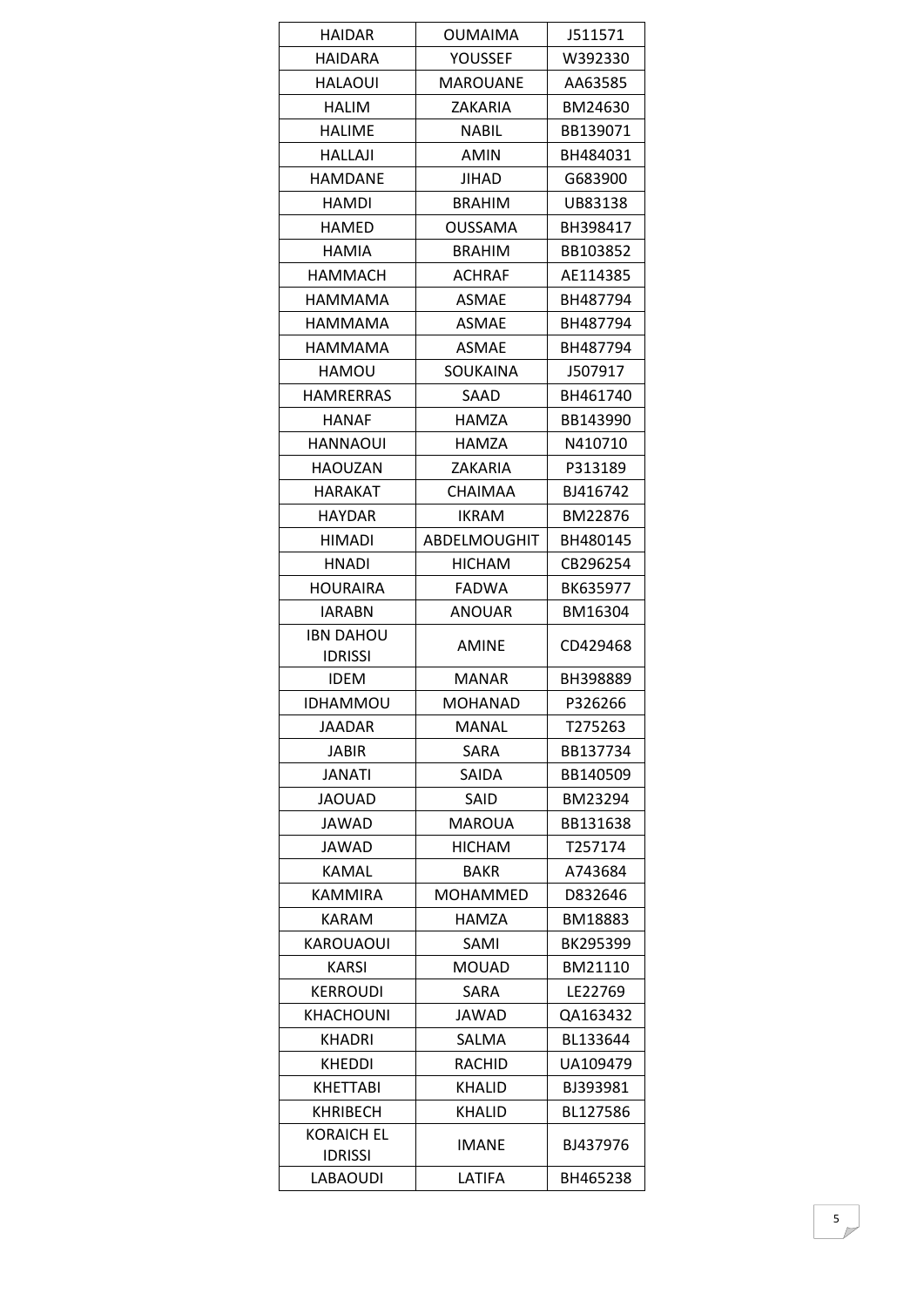| HAIDAR | OUMAIMA | J511571 |
|---|---|---|
| HAIDARA | YOUSSEF | W392330 |
| HALAOUI | MAROUANE | AA63585 |
| HALIM | ZAKARIA | BM24630 |
| HALIME | NABIL | BB139071 |
| HALLAJI | AMIN | BH484031 |
| HAMDANE | JIHAD | G683900 |
| HAMDI | BRAHIM | UB83138 |
| HAMED | OUSSAMA | BH398417 |
| HAMIA | BRAHIM | BB103852 |
| HAMMACH | ACHRAF | AE114385 |
| HAMMAMA | ASMAE | BH487794 |
| HAMMAMA | ASMAE | BH487794 |
| HAMMAMA | ASMAE | BH487794 |
| HAMOU | SOUKAINA | J507917 |
| HAMRERRAS | SAAD | BH461740 |
| HANAF | HAMZA | BB143990 |
| HANNAOUI | HAMZA | N410710 |
| HAOUZAN | ZAKARIA | P313189 |
| HARAKAT | CHAIMAA | BJ416742 |
| HAYDAR | IKRAM | BM22876 |
| HIMADI | ABDELMOUGHIT | BH480145 |
| HNADI | HICHAM | CB296254 |
| HOURAIRA | FADWA | BK635977 |
| IARABN | ANOUAR | BM16304 |
| IBN DAHOU IDRISSI | AMINE | CD429468 |
| IDEM | MANAR | BH398889 |
| IDHAMMOU | MOHANAD | P326266 |
| JAADAR | MANAL | T275263 |
| JABIR | SARA | BB137734 |
| JANATI | SAIDA | BB140509 |
| JAOUAD | SAID | BM23294 |
| JAWAD | MAROUA | BB131638 |
| JAWAD | HICHAM | T257174 |
| KAMAL | BAKR | A743684 |
| KAMMIRA | MOHAMMED | D832646 |
| KARAM | HAMZA | BM18883 |
| KAROUAOUI | SAMI | BK295399 |
| KARSI | MOUAD | BM21110 |
| KERROUDI | SARA | LE22769 |
| KHACHOUNI | JAWAD | QA163432 |
| KHADRI | SALMA | BL133644 |
| KHEDDI | RACHID | UA109479 |
| KHETTABI | KHALID | BJ393981 |
| KHRIBECH | KHALID | BL127586 |
| KORAICH EL IDRISSI | IMANE | BJ437976 |
| LABAOUDI | LATIFA | BH465238 |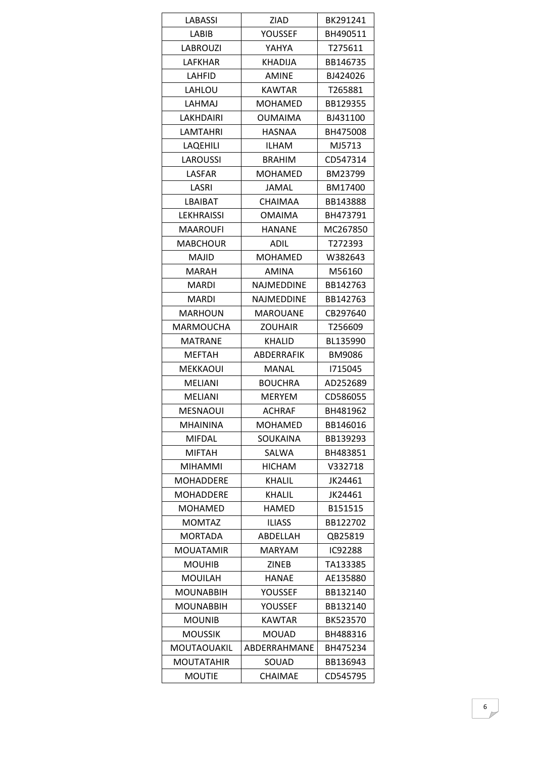| LABASSI | ZIAD | BK291241 |
| --- | --- | --- |
| LABIB | YOUSSEF | BH490511 |
| LABROUZI | YAHYA | T275611 |
| LAFKHAR | KHADIJA | BB146735 |
| LAHFID | AMINE | BJ424026 |
| LAHLOU | KAWTAR | T265881 |
| LAHMAJ | MOHAMED | BB129355 |
| LAKHDAIRI | OUMAIMA | BJ431100 |
| LAMTAHRI | HASNAA | BH475008 |
| LAQEHILI | ILHAM | MJ5713 |
| LAROUSSI | BRAHIM | CD547314 |
| LASFAR | MOHAMED | BM23799 |
| LASRI | JAMAL | BM17400 |
| LBAIBAT | CHAIMAA | BB143888 |
| LEKHRAISSI | OMAIMA | BH473791 |
| MAAROUFI | HANANE | MC267850 |
| MABCHOUR | ADIL | T272393 |
| MAJID | MOHAMED | W382643 |
| MARAH | AMINA | M56160 |
| MARDI | NAJMEDDINE | BB142763 |
| MARDI | NAJMEDDINE | BB142763 |
| MARHOUN | MAROUANE | CB297640 |
| MARMOUCHA | ZOUHAIR | T256609 |
| MATRANE | KHALID | BL135990 |
| MEFTAH | ABDERRAFIK | BM9086 |
| MEKKAOUI | MANAL | I715045 |
| MELIANI | BOUCHRA | AD252689 |
| MELIANI | MERYEM | CD586055 |
| MESNAOUI | ACHRAF | BH481962 |
| MHAININA | MOHAMED | BB146016 |
| MIFDAL | SOUKAINA | BB139293 |
| MIFTAH | SALWA | BH483851 |
| MIHAMMI | HICHAM | V332718 |
| MOHADDERE | KHALIL | JK24461 |
| MOHADDERE | KHALIL | JK24461 |
| MOHAMED | HAMED | B151515 |
| MOMTAZ | ILIASS | BB122702 |
| MORTADA | ABDELLAH | QB25819 |
| MOUATAMIR | MARYAM | IC92288 |
| MOUHIB | ZINEB | TA133385 |
| MOUILAH | HANAE | AE135880 |
| MOUNABBIH | YOUSSEF | BB132140 |
| MOUNABBIH | YOUSSEF | BB132140 |
| MOUNIB | KAWTAR | BK523570 |
| MOUSSIK | MOUAD | BH488316 |
| MOUTAOUAKIL | ABDERRAHMANE | BH475234 |
| MOUTATAHIR | SOUAD | BB136943 |
| MOUTIE | CHAIMAE | CD545795 |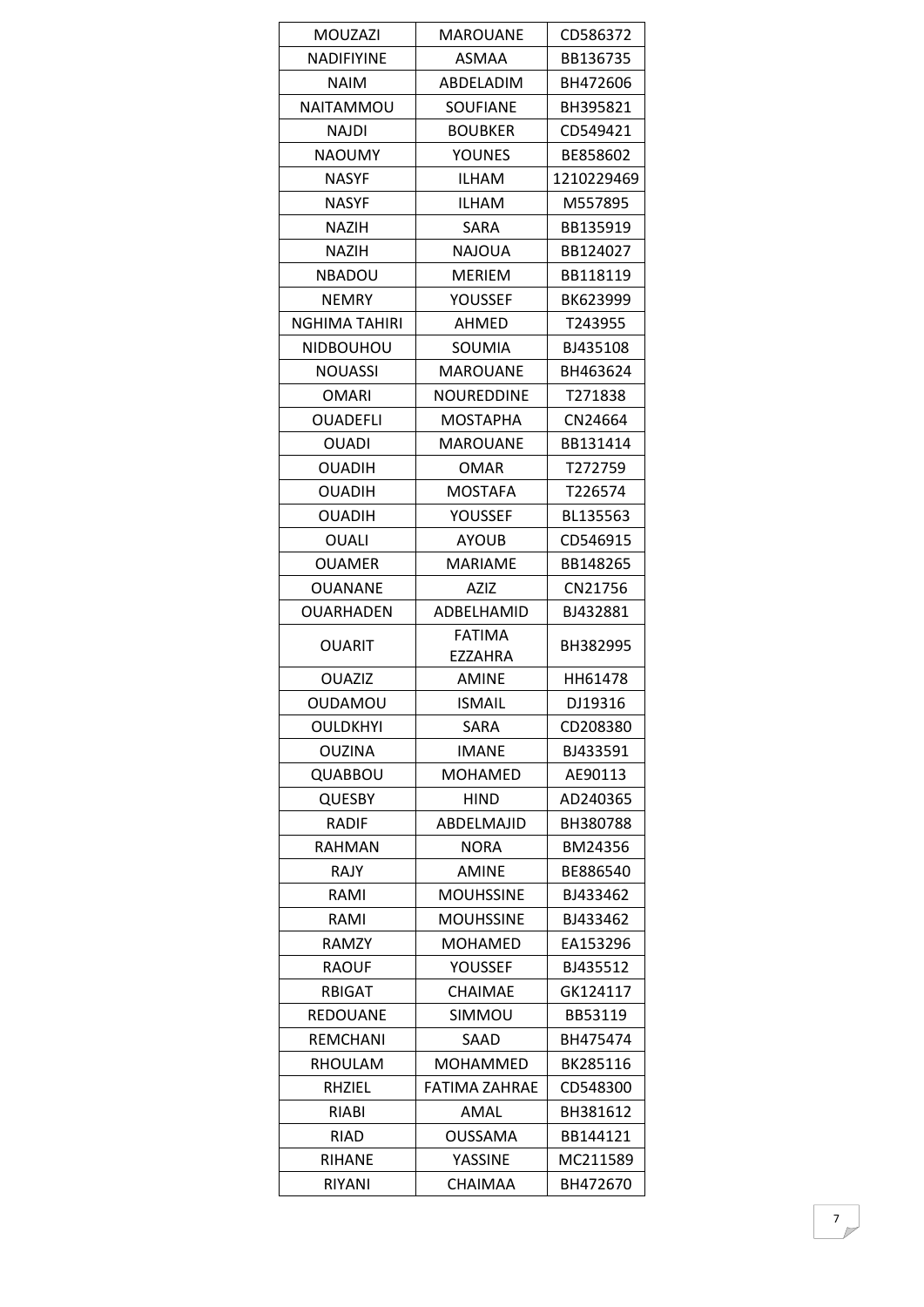| MOUZAZI | MAROUANE | CD586372 |
|---|---|---|
| NADIFIYINE | ASMAA | BB136735 |
| NAIM | ABDELADIM | BH472606 |
| NAITAMMOU | SOUFIANE | BH395821 |
| NAJDI | BOUBKER | CD549421 |
| NAOUMY | YOUNES | BE858602 |
| NASYF | ILHAM | 1210229469 |
| NASYF | ILHAM | M557895 |
| NAZIH | SARA | BB135919 |
| NAZIH | NAJOUA | BB124027 |
| NBADOU | MERIEM | BB118119 |
| NEMRY | YOUSSEF | BK623999 |
| NGHIMA TAHIRI | AHMED | T243955 |
| NIDBOUHOU | SOUMIA | BJ435108 |
| NOUASSI | MAROUANE | BH463624 |
| OMARI | NOUREDDINE | T271838 |
| OUADEFLI | MOSTAPHA | CN24664 |
| OUADI | MAROUANE | BB131414 |
| OUADIH | OMAR | T272759 |
| OUADIH | MOSTAFA | T226574 |
| OUADIH | YOUSSEF | BL135563 |
| OUALI | AYOUB | CD546915 |
| OUAMER | MARIAME | BB148265 |
| OUANANE | AZIZ | CN21756 |
| OUARHADEN | ADBELHAMID | BJ432881 |
| OUARIT | FATIMA EZZAHRA | BH382995 |
| OUAZIZ | AMINE | HH61478 |
| OUDAMOU | ISMAIL | DJ19316 |
| OULDKHYI | SARA | CD208380 |
| OUZINA | IMANE | BJ433591 |
| QUABBOU | MOHAMED | AE90113 |
| QUESBY | HIND | AD240365 |
| RADIF | ABDELMAJID | BH380788 |
| RAHMAN | NORA | BM24356 |
| RAJY | AMINE | BE886540 |
| RAMI | MOUHSSINE | BJ433462 |
| RAMI | MOUHSSINE | BJ433462 |
| RAMZY | MOHAMED | EA153296 |
| RAOUF | YOUSSEF | BJ435512 |
| RBIGAT | CHAIMAE | GK124117 |
| REDOUANE | SIMMOU | BB53119 |
| REMCHANI | SAAD | BH475474 |
| RHOULAM | MOHAMMED | BK285116 |
| RHZIEL | FATIMA ZAHRAE | CD548300 |
| RIABI | AMAL | BH381612 |
| RIAD | OUSSAMA | BB144121 |
| RIHANE | YASSINE | MC211589 |
| RIYANI | CHAIMAA | BH472670 |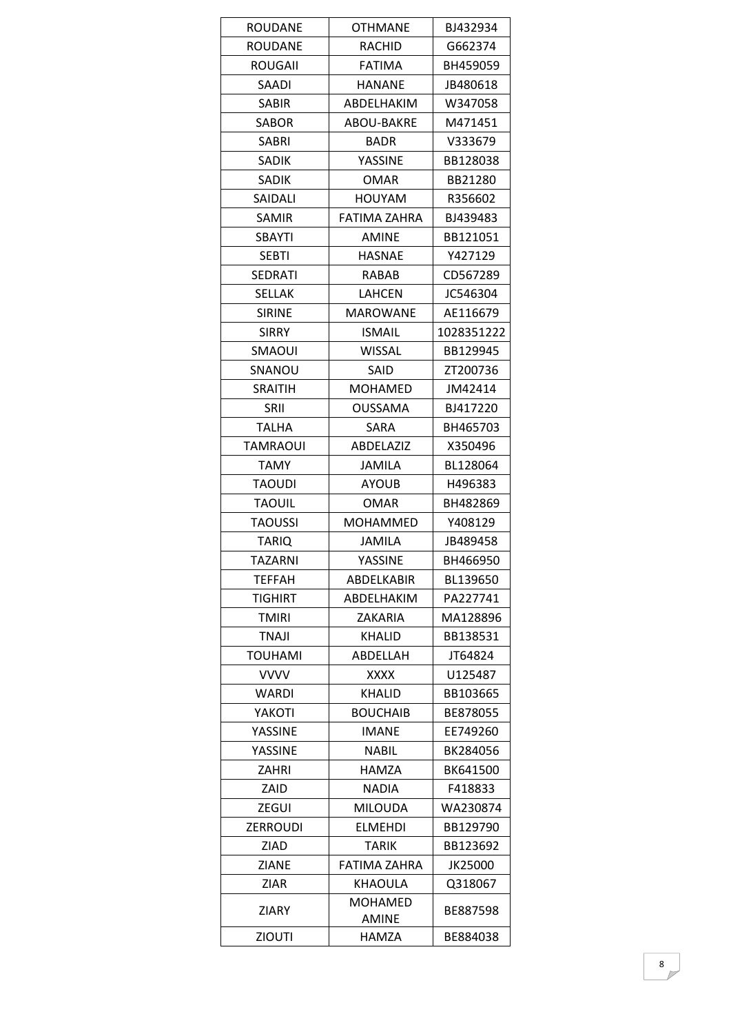| ROUDANE | OTHMANE | BJ432934 |
|---|---|---|
| ROUDANE | RACHID | G662374 |
| ROUGAII | FATIMA | BH459059 |
| SAADI | HANANE | JB480618 |
| SABIR | ABDELHAKIM | W347058 |
| SABOR | ABOU-BAKRE | M471451 |
| SABRI | BADR | V333679 |
| SADIK | YASSINE | BB128038 |
| SADIK | OMAR | BB21280 |
| SAIDALI | HOUYAM | R356602 |
| SAMIR | FATIMA ZAHRA | BJ439483 |
| SBAYTI | AMINE | BB121051 |
| SEBTI | HASNAE | Y427129 |
| SEDRATI | RABAB | CD567289 |
| SELLAK | LAHCEN | JC546304 |
| SIRINE | MAROWANE | AE116679 |
| SIRRY | ISMAIL | 1028351222 |
| SMAOUI | WISSAL | BB129945 |
| SNANOU | SAID | ZT200736 |
| SRAITIH | MOHAMED | JM42414 |
| SRII | OUSSAMA | BJ417220 |
| TALHA | SARA | BH465703 |
| TAMRAOUI | ABDELAZIZ | X350496 |
| TAMY | JAMILA | BL128064 |
| TAOUDI | AYOUB | H496383 |
| TAOUIL | OMAR | BH482869 |
| TAOUSSI | MOHAMMED | Y408129 |
| TARIQ | JAMILA | JB489458 |
| TAZARNI | YASSINE | BH466950 |
| TEFFAH | ABDELKABIR | BL139650 |
| TIGHIRT | ABDELHAKIM | PA227741 |
| TMIRI | ZAKARIA | MA128896 |
| TNAJI | KHALID | BB138531 |
| TOUHAMI | ABDELLAH | JT64824 |
| VVVV | XXXX | U125487 |
| WARDI | KHALID | BB103665 |
| YAKOTI | BOUCHAIB | BE878055 |
| YASSINE | IMANE | EE749260 |
| YASSINE | NABIL | BK284056 |
| ZAHRI | HAMZA | BK641500 |
| ZAID | NADIA | F418833 |
| ZEGUI | MILOUDA | WA230874 |
| ZERROUDI | ELMEHDI | BB129790 |
| ZIAD | TARIK | BB123692 |
| ZIANE | FATIMA ZAHRA | JK25000 |
| ZIAR | KHAOULA | Q318067 |
| ZIARY | MOHAMED AMINE | BE887598 |
| ZIOUTI | HAMZA | BE884038 |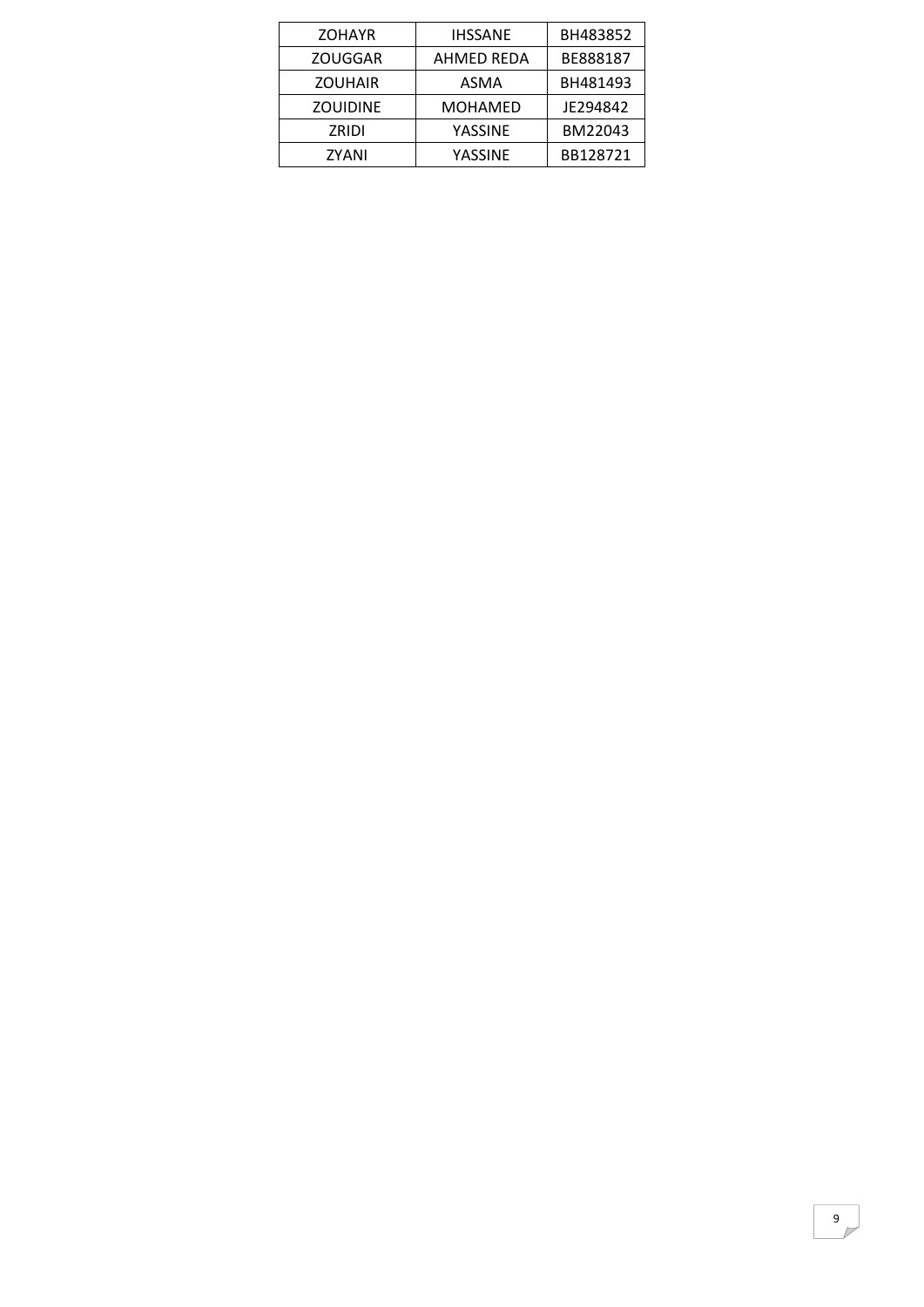| | | |
|---|---|---|
| ZOHAYR | IHSSANE | BH483852 |
| ZOUGGAR | AHMED REDA | BE888187 |
| ZOUHAIR | ASMA | BH481493 |
| ZOUIDINE | MOHAMED | JE294842 |
| ZRIDI | YASSINE | BM22043 |
| ZYANI | YASSINE | BB128721 |